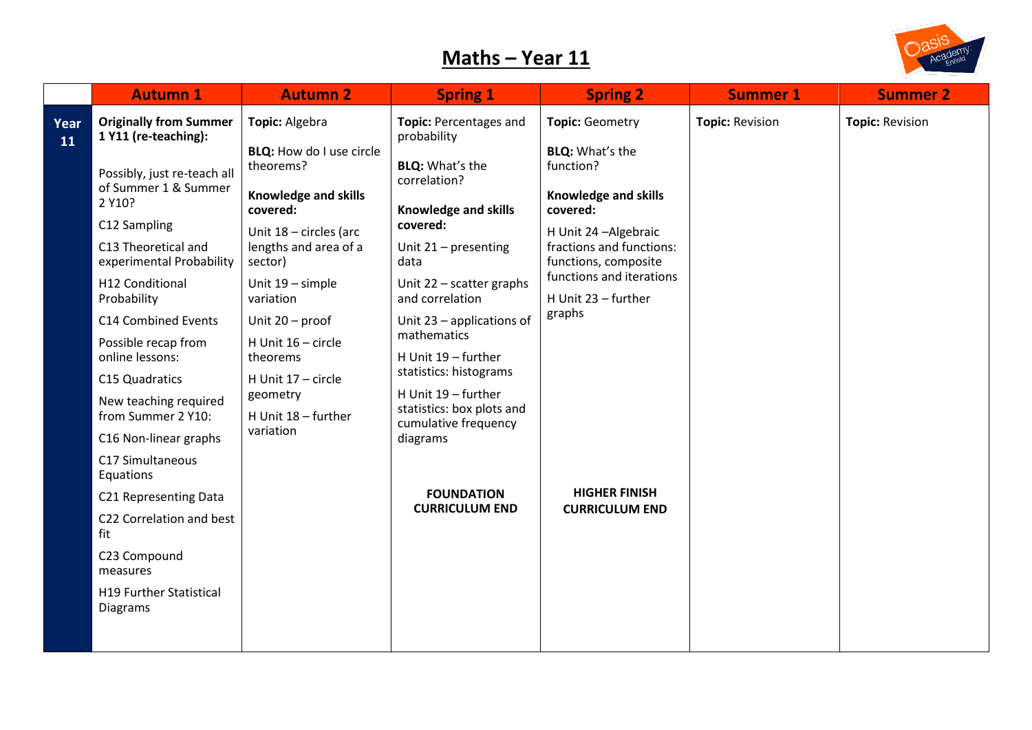# Maths – Year 11

| | Autumn 1 | Autumn 2 | Spring 1 | Spring 2 | Summer 1 | Summer 2 |
|---|---|---|---|---|---|---|
| **Year 11** | **Originally from Summer 1 Y11 (re-teaching):**<br><br>Possibly, just re-teach all of Summer 1 & Summer 2 Y10?<br><br>C12 Sampling<br><br>C13 Theoretical and experimental Probability<br><br>H12 Conditional Probability<br><br>C14 Combined Events<br><br>Possible recap from online lessons:<br><br>C15 Quadratics<br><br>New teaching required from Summer 2 Y10:<br><br>C16 Non-linear graphs<br><br>C17 Simultaneous Equations<br><br>C21 Representing Data<br><br>C22 Correlation and best fit<br><br>C23 Compound measures<br><br>H19 Further Statistical Diagrams | **Topic:** Algebra<br><br>**BLQ:** How do I use circle theorems?<br><br>**Knowledge and skills covered:**<br><br>Unit 18 – circles (arc lengths and area of a sector)<br><br>Unit 19 – simple variation<br><br>Unit 20 – proof<br><br>H Unit 16 – circle theorems<br><br>H Unit 17 – circle geometry<br><br>H Unit 18 – further variation | **Topic:** Percentages and probability<br><br>**BLQ:** What's the correlation?<br><br>**Knowledge and skills covered:**<br><br>Unit 21 – presenting data<br><br>Unit 22 – scatter graphs and correlation<br><br>Unit 23 – applications of mathematics<br><br>H Unit 19 – further statistics: histograms<br><br>H Unit 19 – further statistics: box plots and cumulative frequency diagrams<br><br>**FOUNDATION CURRICULUM END** | **Topic:** Geometry<br><br>**BLQ:** What's the function?<br><br>**Knowledge and skills covered:**<br><br>H Unit 24 –Algebraic fractions and functions: functions, composite functions and iterations<br><br>H Unit 23 – further graphs<br><br>**HIGHER FINISH CURRICULUM END** | **Topic:** Revision | **Topic:** Revision |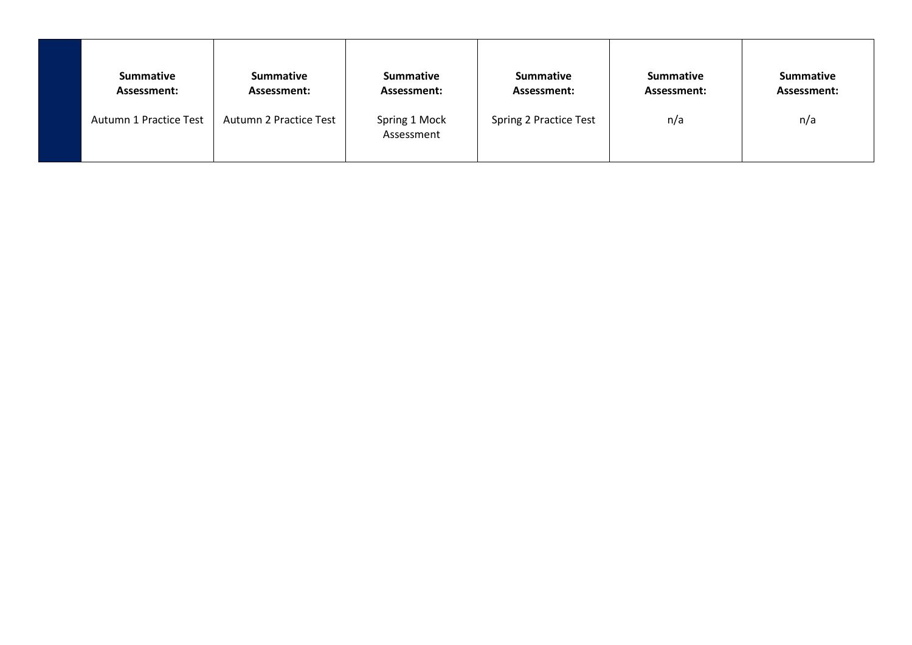| | | | | | | |
|---|---|---|---|---|---|---|
| | **Summative Assessment:**<br><br>Autumn 1 Practice Test | **Summative Assessment:**<br><br>Autumn 2 Practice Test | **Summative Assessment:**<br><br>Spring 1 Mock Assessment | **Summative Assessment:**<br><br>Spring 2 Practice Test | **Summative Assessment:**<br><br>n/a | **Summative Assessment:**<br><br>n/a |